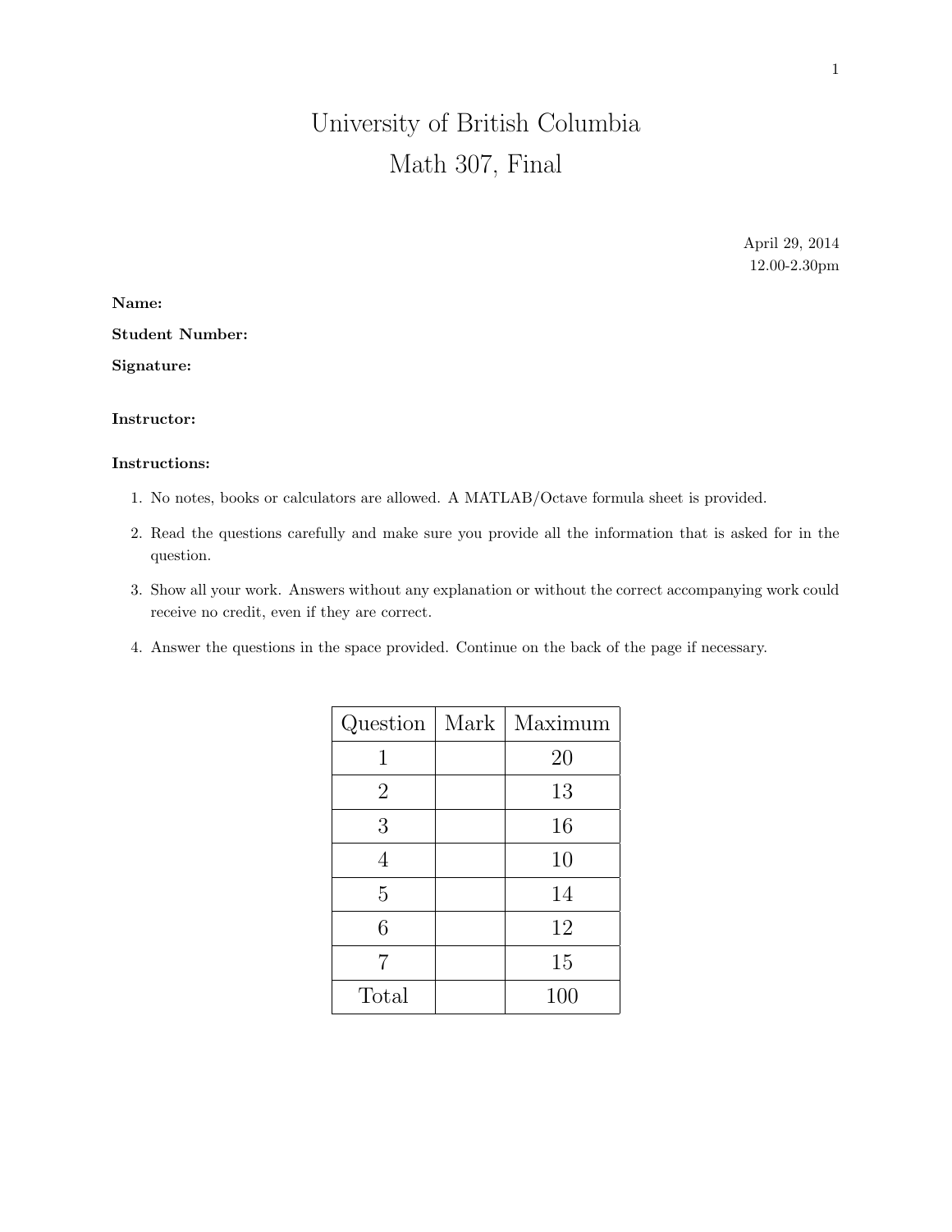# University of British Columbia
# Math 307, Final

April 29, 2014
12.00-2.30pm

**Name:**

**Student Number:**

**Signature:**

**Instructor:**

**Instructions:**

1. No notes, books or calculators are allowed. A MATLAB/Octave formula sheet is provided.
2. Read the questions carefully and make sure you provide all the information that is asked for in the question.
3. Show all your work. Answers without any explanation or without the correct accompanying work could receive no credit, even if they are correct.
4. Answer the questions in the space provided. Continue on the back of the page if necessary.

| Question | Mark | Maximum |
|---|---|---|
| 1 | | 20 |
| 2 | | 13 |
| 3 | | 16 |
| 4 | | 10 |
| 5 | | 14 |
| 6 | | 12 |
| 7 | | 15 |
| Total | | 100 |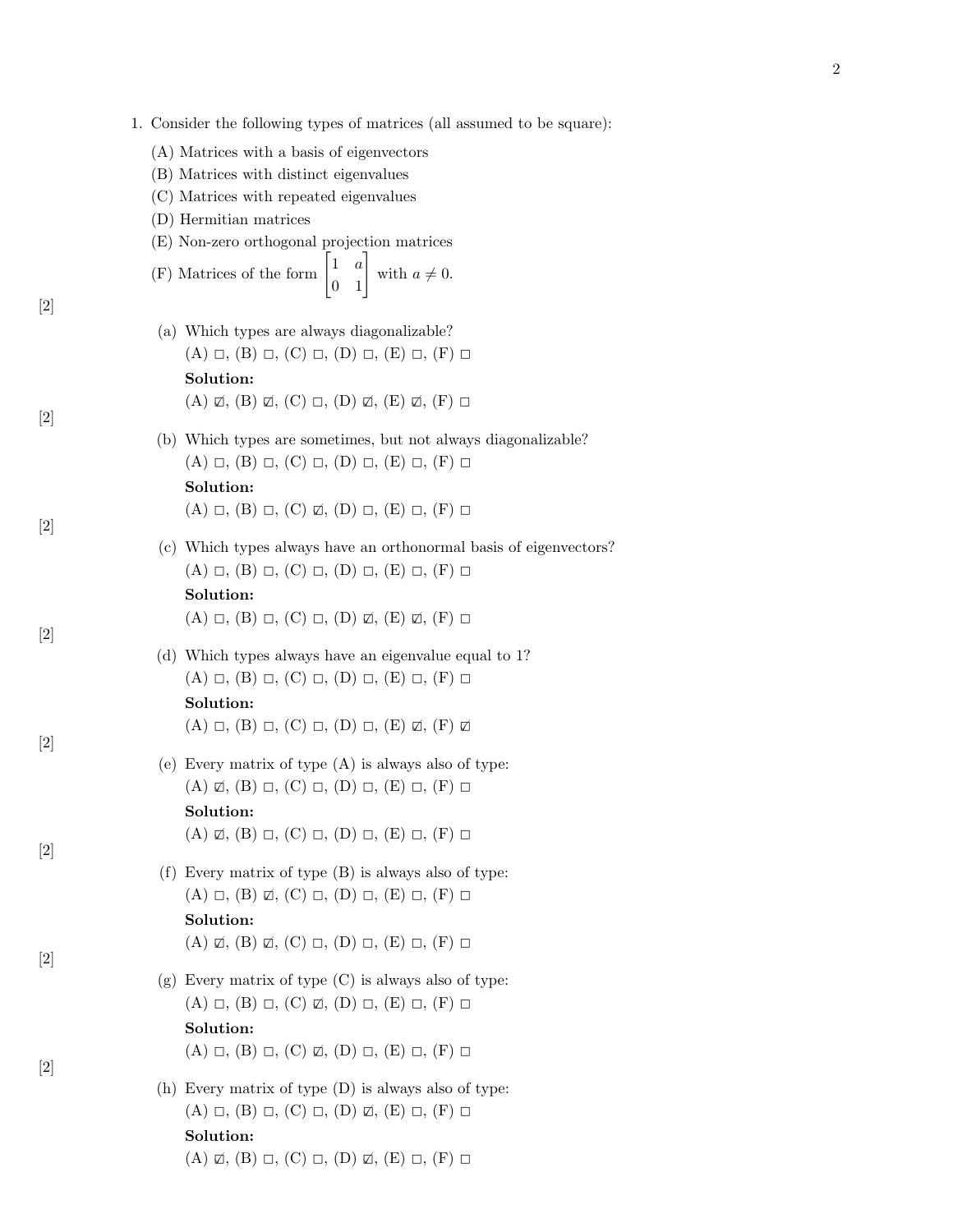1. Consider the following types of matrices (all assumed to be square):

   (A) Matrices with a basis of eigenvectors

   (B) Matrices with distinct eigenvalues

   (C) Matrices with repeated eigenvalues

   (D) Hermitian matrices

   (E) Non-zero orthogonal projection matrices

   (F) Matrices of the form $\begin{bmatrix} 1 & a \\ 0 & 1 \end{bmatrix}$ with $a \neq 0$.

[2]

   (a) Which types are always diagonalizable?
   (A) □, (B) □, (C) □, (D) □, (E) □, (F) □

   **Solution:**
   (A) ☑, (B) ☑, (C) □, (D) ☑, (E) ☑, (F) □

[2]

   (b) Which types are sometimes, but not always diagonalizable?
   (A) □, (B) □, (C) □, (D) □, (E) □, (F) □

   **Solution:**
   (A) □, (B) □, (C) ☑, (D) □, (E) □, (F) □

[2]

   (c) Which types always have an orthonormal basis of eigenvectors?
   (A) □, (B) □, (C) □, (D) □, (E) □, (F) □

   **Solution:**
   (A) □, (B) □, (C) □, (D) ☑, (E) ☑, (F) □

[2]

   (d) Which types always have an eigenvalue equal to 1?
   (A) □, (B) □, (C) □, (D) □, (E) □, (F) □

   **Solution:**
   (A) □, (B) □, (C) □, (D) □, (E) ☑, (F) ☑

[2]

   (e) Every matrix of type (A) is always also of type:
   (A) ☑, (B) □, (C) □, (D) □, (E) □, (F) □

   **Solution:**
   (A) ☑, (B) □, (C) □, (D) □, (E) □, (F) □

[2]

   (f) Every matrix of type (B) is always also of type:
   (A) □, (B) ☑, (C) □, (D) □, (E) □, (F) □

   **Solution:**
   (A) ☑, (B) ☑, (C) □, (D) □, (E) □, (F) □

[2]

   (g) Every matrix of type (C) is always also of type:
   (A) □, (B) □, (C) ☑, (D) □, (E) □, (F) □

   **Solution:**
   (A) □, (B) □, (C) ☑, (D) □, (E) □, (F) □

[2]

   (h) Every matrix of type (D) is always also of type:
   (A) □, (B) □, (C) □, (D) ☑, (E) □, (F) □

   **Solution:**
   (A) ☑, (B) □, (C) □, (D) ☑, (E) □, (F) □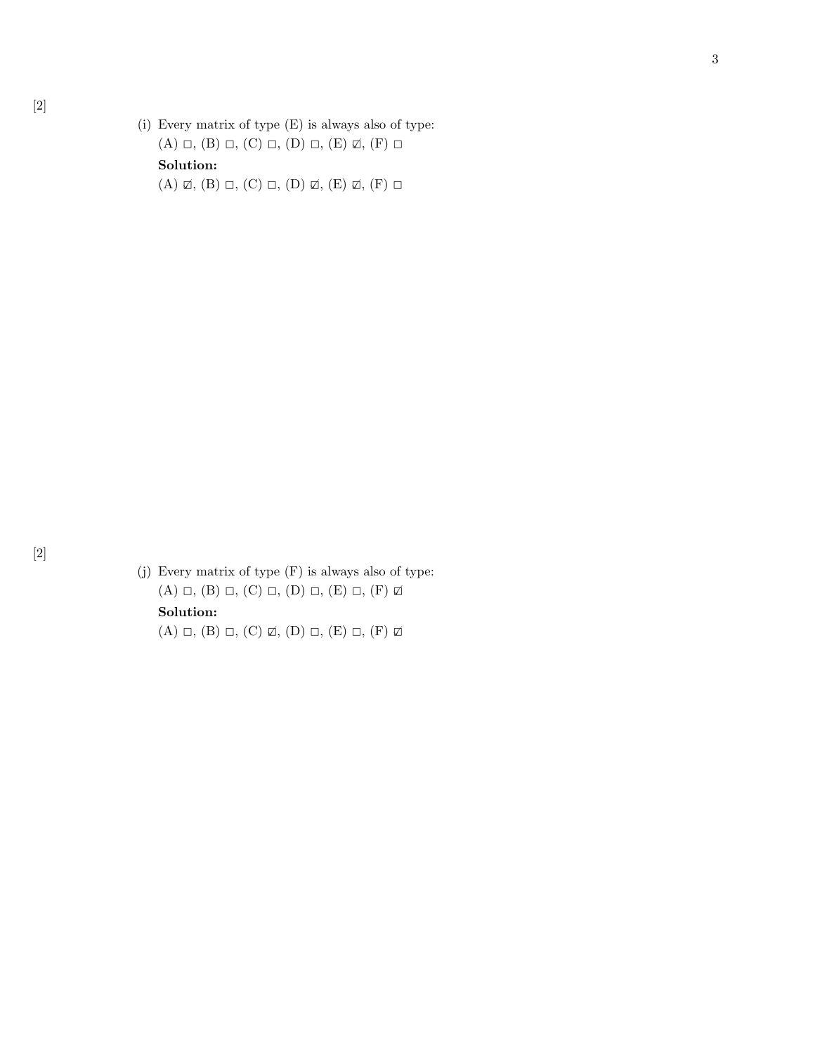[2]

(i) Every matrix of type (E) is always also of type:
(A) □, (B) □, (C) □, (D) □, (E) ☑, (F) □

**Solution:**
(A) ☑, (B) □, (C) □, (D) ☑, (E) ☑, (F) □

[2]

(j) Every matrix of type (F) is always also of type:
(A) □, (B) □, (C) □, (D) □, (E) □, (F) ☑

**Solution:**
(A) □, (B) □, (C) ☑, (D) □, (E) □, (F) ☑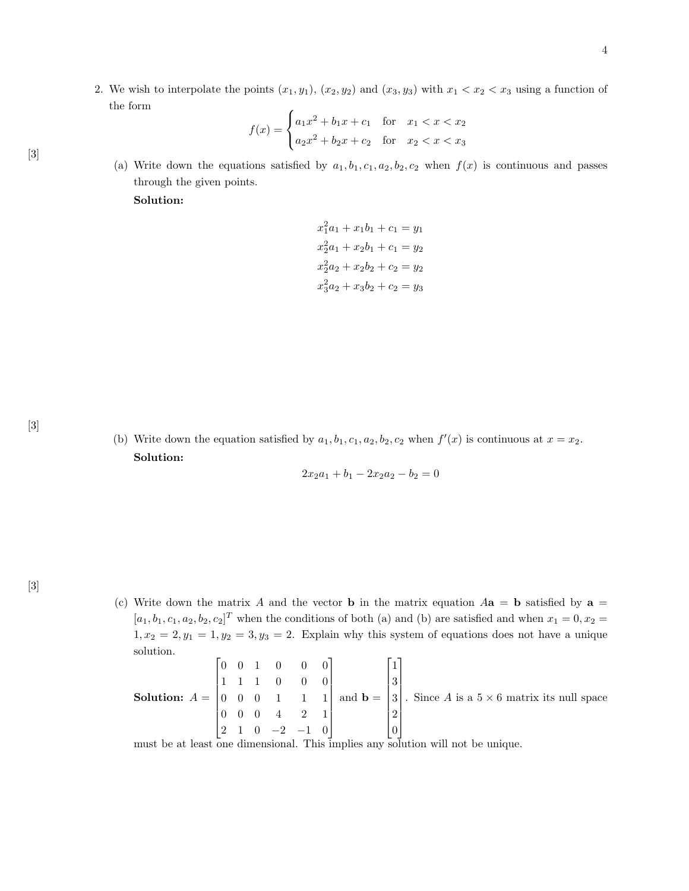2. We wish to interpolate the points $(x_1, y_1)$, $(x_2, y_2)$ and $(x_3, y_3)$ with $x_1 < x_2 < x_3$ using a function of the form

$$f(x) = \begin{cases} a_1 x^2 + b_1 x + c_1 & \text{for} \quad x_1 < x < x_2 \\ a_2 x^2 + b_2 x + c_2 & \text{for} \quad x_2 < x < x_3 \end{cases}$$

[3]

(a) Write down the equations satisfied by $a_1, b_1, c_1, a_2, b_2, c_2$ when $f(x)$ is continuous and passes through the given points.

**Solution:**

$$\begin{aligned} x_1^2 a_1 + x_1 b_1 + c_1 &= y_1 \\ x_2^2 a_1 + x_2 b_1 + c_1 &= y_2 \\ x_2^2 a_2 + x_2 b_2 + c_2 &= y_2 \\ x_3^2 a_2 + x_3 b_2 + c_2 &= y_3 \end{aligned}$$

[3]

(b) Write down the equation satisfied by $a_1, b_1, c_1, a_2, b_2, c_2$ when $f'(x)$ is continuous at $x = x_2$.

**Solution:**

$$2x_2 a_1 + b_1 - 2x_2 a_2 - b_2 = 0$$

[3]

(c) Write down the matrix $A$ and the vector $\mathbf{b}$ in the matrix equation $A\mathbf{a} = \mathbf{b}$ satisfied by $\mathbf{a} = [a_1, b_1, c_1, a_2, b_2, c_2]^T$ when the conditions of both (a) and (b) are satisfied and when $x_1 = 0, x_2 = 1, x_2 = 2, y_1 = 1, y_2 = 3, y_3 = 2$. Explain why this system of equations does not have a unique solution.

**Solution:** $A = \begin{bmatrix} 0 & 0 & 1 & 0 & 0 & 0 \\ 1 & 1 & 1 & 0 & 0 & 0 \\ 0 & 0 & 0 & 1 & 1 & 1 \\ 0 & 0 & 0 & 4 & 2 & 1 \\ 2 & 1 & 0 & -2 & -1 & 0 \end{bmatrix}$ and $\mathbf{b} = \begin{bmatrix} 1 \\ 3 \\ 3 \\ 2 \\ 0 \end{bmatrix}$. Since $A$ is a $5 \times 6$ matrix its null space must be at least one dimensional. This implies any solution will not be unique.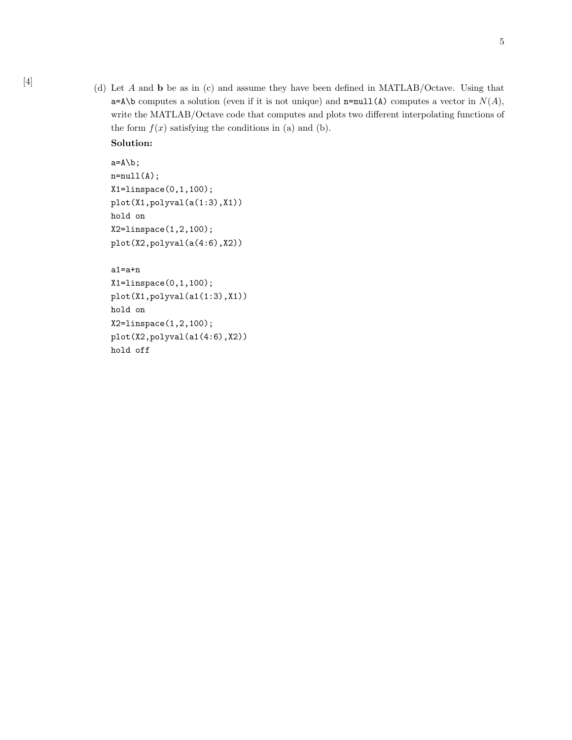[4]

(d) Let $A$ and $\mathbf{b}$ be as in (c) and assume they have been defined in MATLAB/Octave. Using that `a=A\b` computes a solution (even if it is not unique) and `n=null(A)` computes a vector in $N(A)$, write the MATLAB/Octave code that computes and plots two different interpolating functions of the form $f(x)$ satisfying the conditions in (a) and (b).

**Solution:**

```
a=A\b;
n=null(A);
X1=linspace(0,1,100);
plot(X1,polyval(a(1:3),X1))
hold on
X2=linspace(1,2,100);
plot(X2,polyval(a(4:6),X2))

a1=a+n
X1=linspace(0,1,100);
plot(X1,polyval(a1(1:3),X1))
hold on
X2=linspace(1,2,100);
plot(X2,polyval(a1(4:6),X2))
hold off
```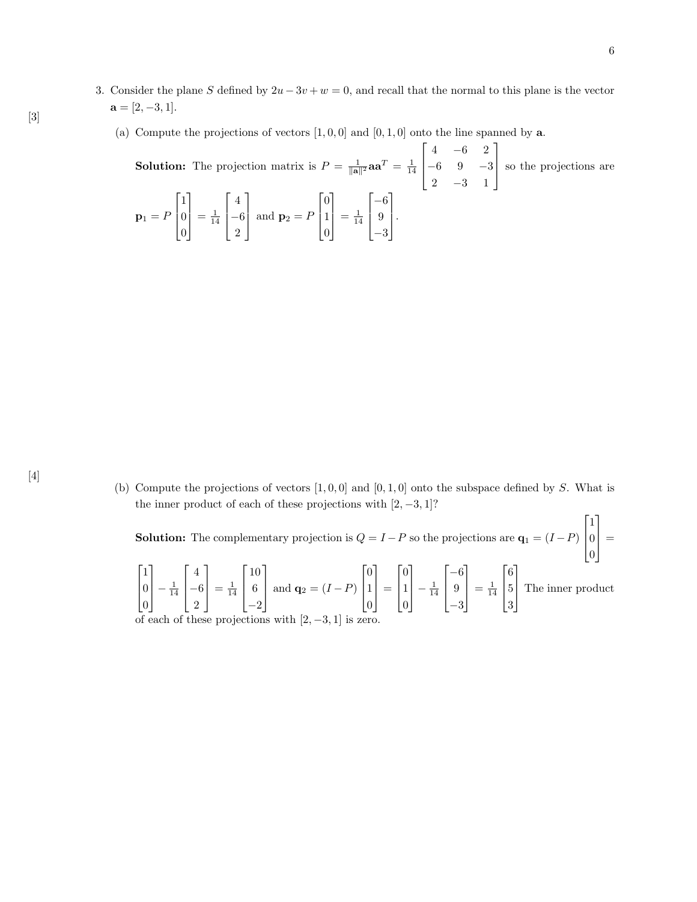3. Consider the plane $S$ defined by $2u - 3v + w = 0$, and recall that the normal to this plane is the vector $\mathbf{a} = [2, -3, 1]$.

[3]

(a) Compute the projections of vectors $[1, 0, 0]$ and $[0, 1, 0]$ onto the line spanned by $\mathbf{a}$.

**Solution:** The projection matrix is $P = \frac{1}{\|\mathbf{a}\|^2}\mathbf{a}\mathbf{a}^T = \frac{1}{14}\begin{bmatrix} 4 & -6 & 2 \\ -6 & 9 & -3 \\ 2 & -3 & 1 \end{bmatrix}$ so the projections are

$$\mathbf{p}_1 = P\begin{bmatrix} 1 \\ 0 \\ 0 \end{bmatrix} = \frac{1}{14}\begin{bmatrix} 4 \\ -6 \\ 2 \end{bmatrix} \text{ and } \mathbf{p}_2 = P\begin{bmatrix} 0 \\ 1 \\ 0 \end{bmatrix} = \frac{1}{14}\begin{bmatrix} -6 \\ 9 \\ -3 \end{bmatrix}.$$

[4]

(b) Compute the projections of vectors $[1, 0, 0]$ and $[0, 1, 0]$ onto the subspace defined by $S$. What is the inner product of each of these projections with $[2, -3, 1]$?

**Solution:** The complementary projection is $Q = I - P$ so the projections are $\mathbf{q}_1 = (I - P)\begin{bmatrix} 1 \\ 0 \\ 0 \end{bmatrix} =$

$$\begin{bmatrix} 1 \\ 0 \\ 0 \end{bmatrix} - \frac{1}{14}\begin{bmatrix} 4 \\ -6 \\ 2 \end{bmatrix} = \frac{1}{14}\begin{bmatrix} 10 \\ 6 \\ -2 \end{bmatrix} \text{ and } \mathbf{q}_2 = (I - P)\begin{bmatrix} 0 \\ 1 \\ 0 \end{bmatrix} = \begin{bmatrix} 0 \\ 1 \\ 0 \end{bmatrix} - \frac{1}{14}\begin{bmatrix} -6 \\ 9 \\ -3 \end{bmatrix} = \frac{1}{14}\begin{bmatrix} 6 \\ 5 \\ 3 \end{bmatrix}$$

The inner product of each of these projections with $[2, -3, 1]$ is zero.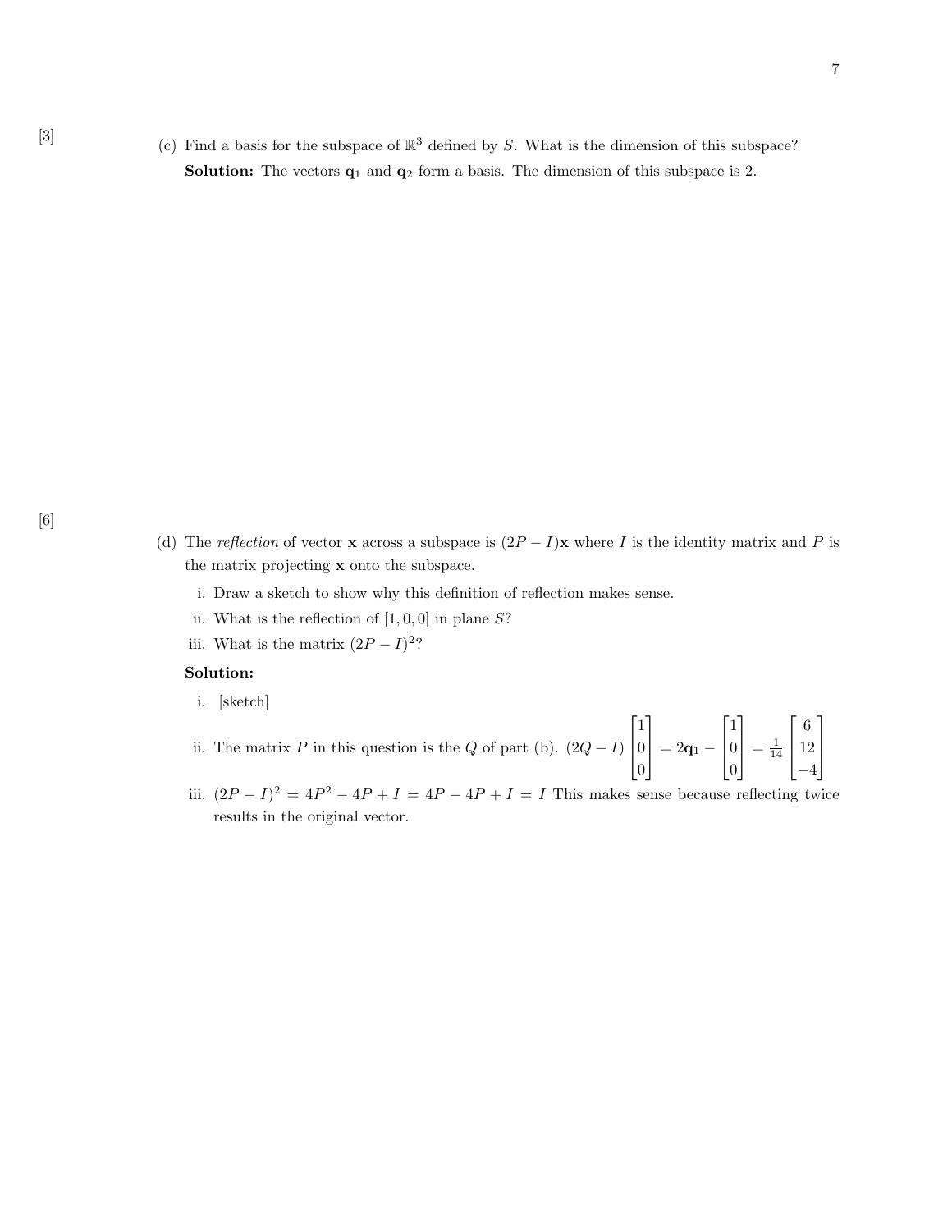[3]

(c) Find a basis for the subspace of $\mathbb{R}^3$ defined by $S$. What is the dimension of this subspace?

**Solution:** The vectors $\mathbf{q}_1$ and $\mathbf{q}_2$ form a basis. The dimension of this subspace is 2.

[6]

(d) The *reflection* of vector $\mathbf{x}$ across a subspace is $(2P - I)\mathbf{x}$ where $I$ is the identity matrix and $P$ is the matrix projecting $\mathbf{x}$ onto the subspace.

i. Draw a sketch to show why this definition of reflection makes sense.

ii. What is the reflection of [1, 0, 0] in plane $S$?

iii. What is the matrix $(2P - I)^2$?

**Solution:**

i. [sketch]

ii. The matrix $P$ in this question is the $Q$ of part (b). $(2Q - I)\begin{bmatrix} 1 \\ 0 \\ 0 \end{bmatrix} = 2\mathbf{q}_1 - \begin{bmatrix} 1 \\ 0 \\ 0 \end{bmatrix} = \frac{1}{14}\begin{bmatrix} 6 \\ 12 \\ -4 \end{bmatrix}$

iii. $(2P - I)^2 = 4P^2 - 4P + I = 4P - 4P + I = I$ This makes sense because reflecting twice results in the original vector.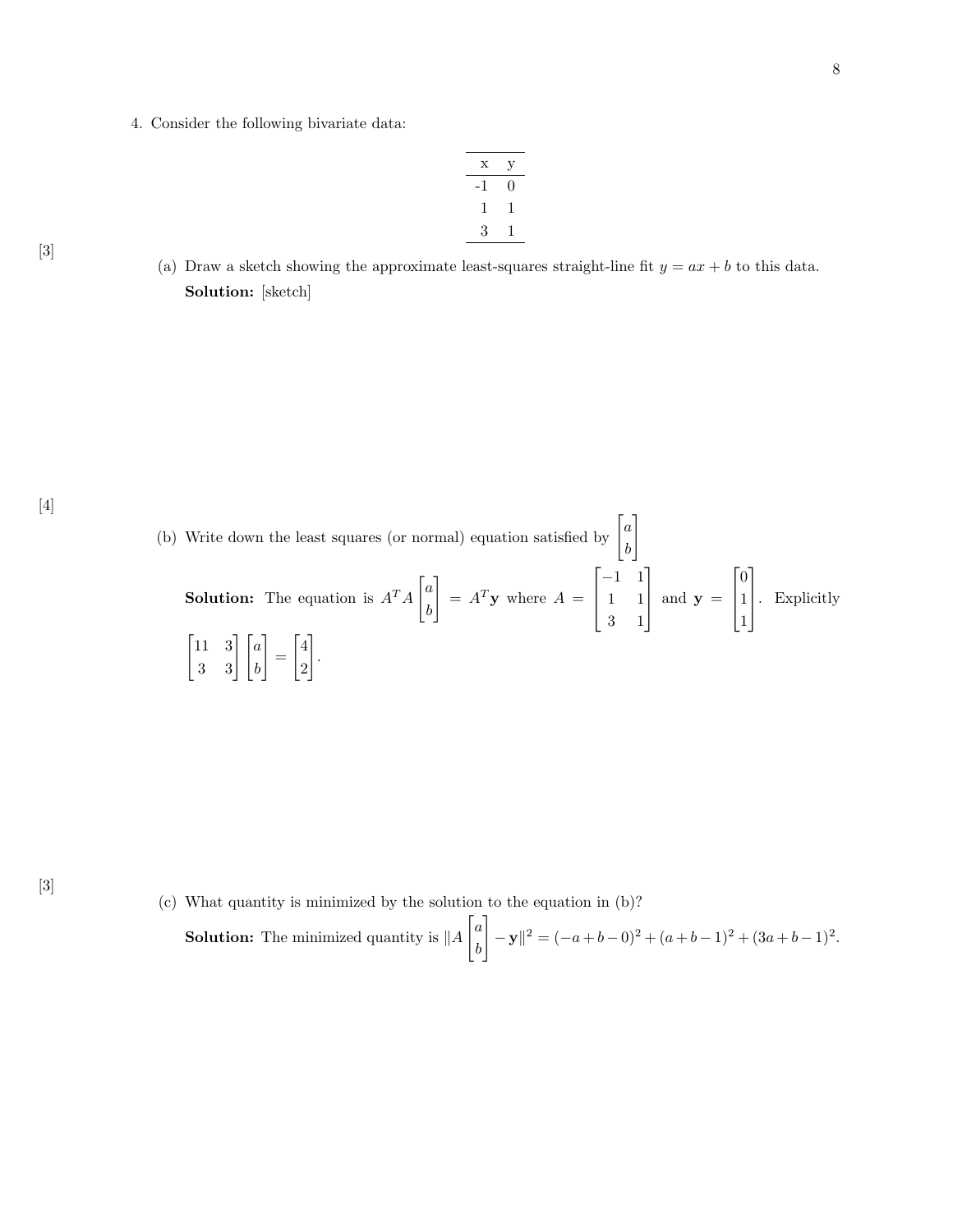4. Consider the following bivariate data:

| x | y |
|---|---|
| -1 | 0 |
| 1 | 1 |
| 3 | 1 |

[3]

(a) Draw a sketch showing the approximate least-squares straight-line fit $y = ax + b$ to this data.

**Solution:** [sketch]

[4]

(b) Write down the least squares (or normal) equation satisfied by $\begin{bmatrix} a \\ b \end{bmatrix}$

**Solution:** The equation is $A^T A \begin{bmatrix} a \\ b \end{bmatrix} = A^T \mathbf{y}$ where $A = \begin{bmatrix} -1 & 1 \\ 1 & 1 \\ 3 & 1 \end{bmatrix}$ and $\mathbf{y} = \begin{bmatrix} 0 \\ 1 \\ 1 \end{bmatrix}$. Explicitly $\begin{bmatrix} 11 & 3 \\ 3 & 3 \end{bmatrix} \begin{bmatrix} a \\ b \end{bmatrix} = \begin{bmatrix} 4 \\ 2 \end{bmatrix}$.

[3]

(c) What quantity is minimized by the solution to the equation in (b)?

**Solution:** The minimized quantity is $\|A \begin{bmatrix} a \\ b \end{bmatrix} - \mathbf{y}\|^2 = (-a + b - 0)^2 + (a + b - 1)^2 + (3a + b - 1)^2$.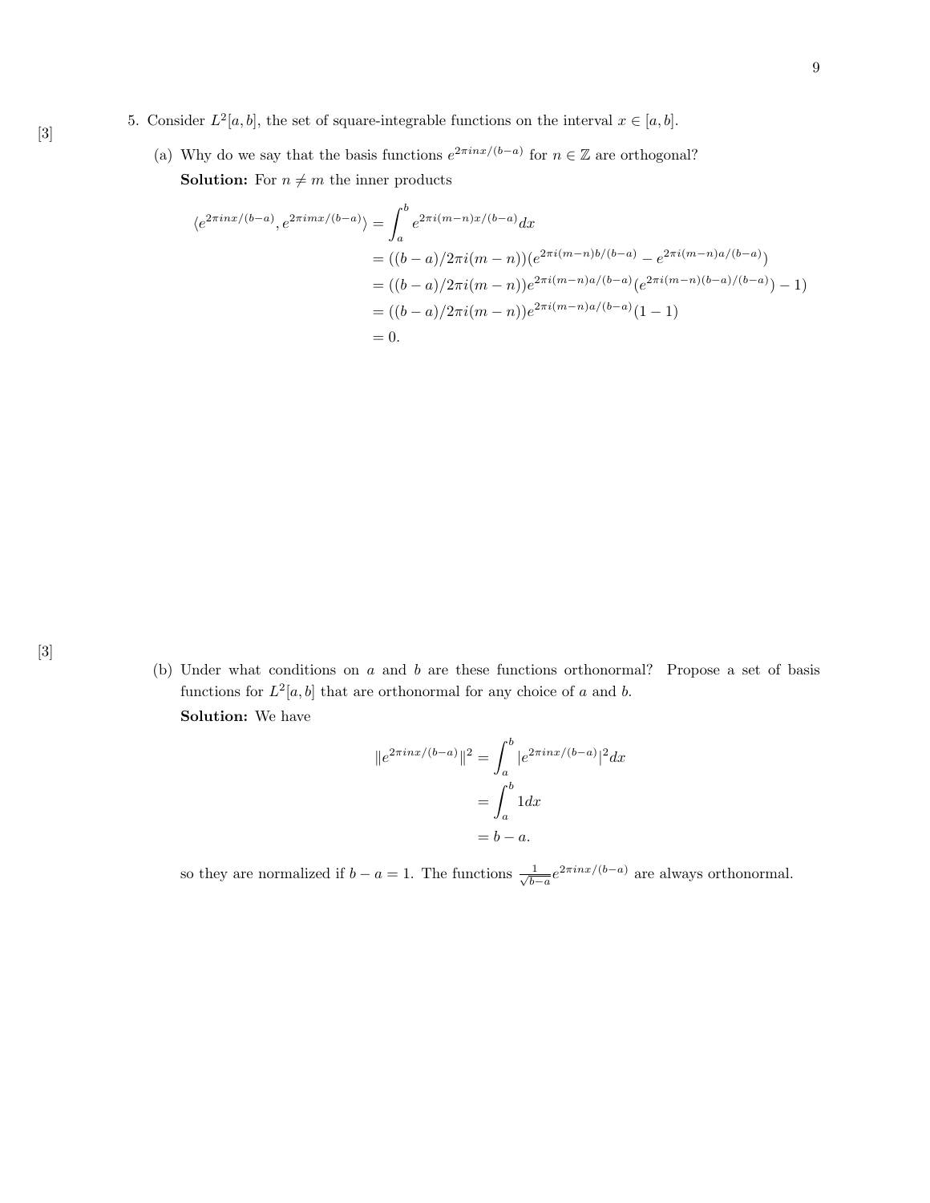[3]

5. Consider $L^2[a,b]$, the set of square-integrable functions on the interval $x \in [a,b]$.

   (a) Why do we say that the basis functions $e^{2\pi inx/(b-a)}$ for $n \in \mathbb{Z}$ are orthogonal?

   **Solution:** For $n \neq m$ the inner products

$$
\begin{aligned}
\langle e^{2\pi inx/(b-a)}, e^{2\pi imx/(b-a)} \rangle &= \int_a^b e^{2\pi i(m-n)x/(b-a)} dx \\
&= ((b-a)/2\pi i(m-n))(e^{2\pi i(m-n)b/(b-a)} - e^{2\pi i(m-n)a/(b-a)}) \\
&= ((b-a)/2\pi i(m-n))e^{2\pi i(m-n)a/(b-a)}(e^{2\pi i(m-n)(b-a)/(b-a)}) - 1) \\
&= ((b-a)/2\pi i(m-n))e^{2\pi i(m-n)a/(b-a)}(1-1) \\
&= 0.
\end{aligned}
$$

[3]

   (b) Under what conditions on $a$ and $b$ are these functions orthonormal? Propose a set of basis functions for $L^2[a,b]$ that are orthonormal for any choice of $a$ and $b$.

   **Solution:** We have

$$
\begin{aligned}
\|e^{2\pi inx/(b-a)}\|^2 &= \int_a^b |e^{2\pi inx/(b-a)}|^2 dx \\
&= \int_a^b 1 dx \\
&= b-a.
\end{aligned}
$$

   so they are normalized if $b - a = 1$. The functions $\frac{1}{\sqrt{b-a}} e^{2\pi inx/(b-a)}$ are always orthonormal.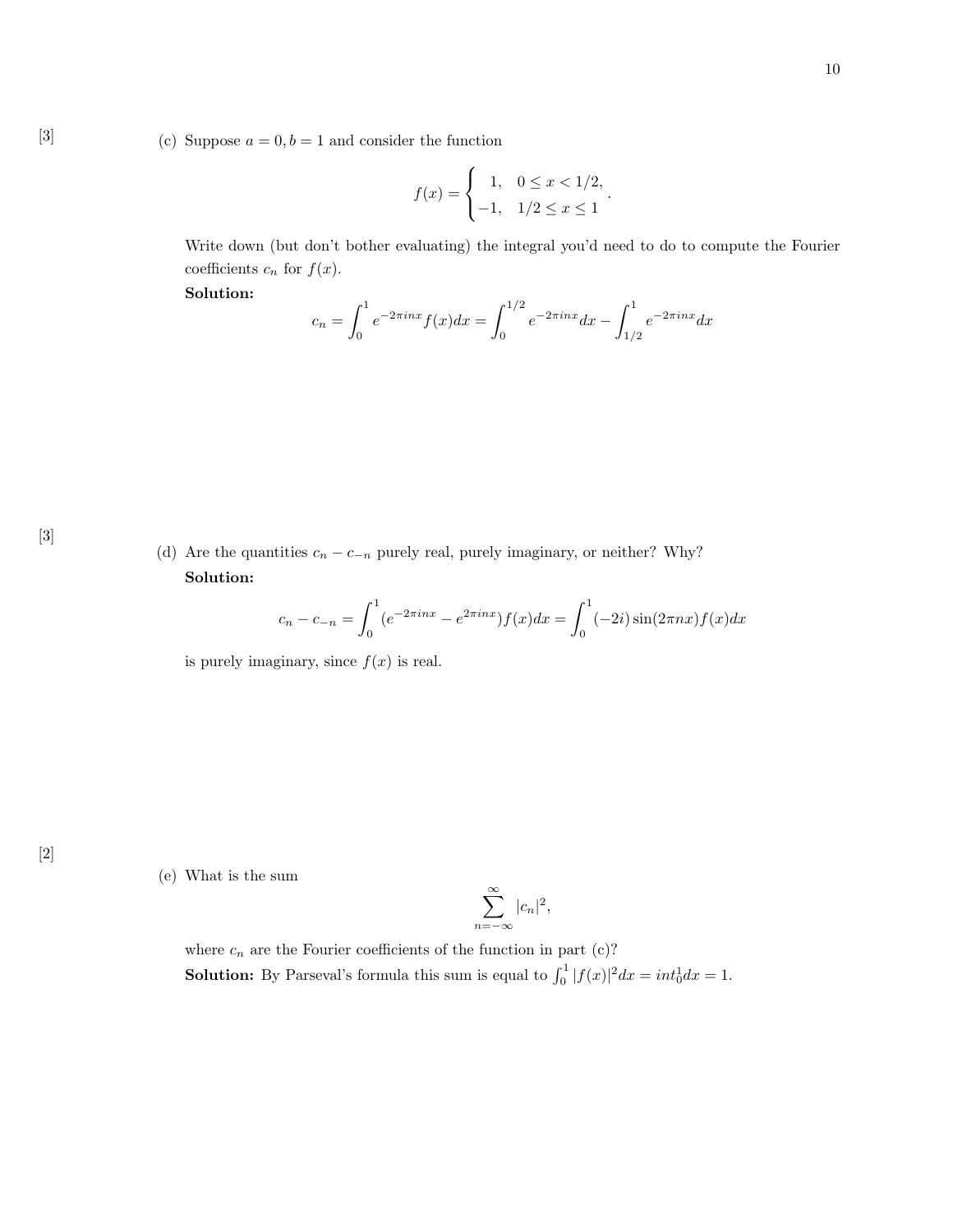[3]

(c) Suppose $a = 0, b = 1$ and consider the function

$$f(x) = \begin{cases} 1, & 0 \leq x < 1/2, \\ -1, & 1/2 \leq x \leq 1 \end{cases}.$$

Write down (but don't bother evaluating) the integral you'd need to do to compute the Fourier coefficients $c_n$ for $f(x)$.

**Solution:**

$$c_n = \int_0^1 e^{-2\pi inx} f(x) dx = \int_0^{1/2} e^{-2\pi inx} dx - \int_{1/2}^1 e^{-2\pi inx} dx$$

[3]

(d) Are the quantities $c_n - c_{-n}$ purely real, purely imaginary, or neither? Why?

**Solution:**

$$c_n - c_{-n} = \int_0^1 (e^{-2\pi inx} - e^{2\pi inx}) f(x) dx = \int_0^1 (-2i) \sin(2\pi nx) f(x) dx$$

is purely imaginary, since $f(x)$ is real.

[2]

(e) What is the sum

$$\sum_{n=-\infty}^{\infty} |c_n|^2,$$

where $c_n$ are the Fourier coefficients of the function in part (c)?

**Solution:** By Parseval's formula this sum is equal to $\int_0^1 |f(x)|^2 dx = int_0^1 dx = 1$.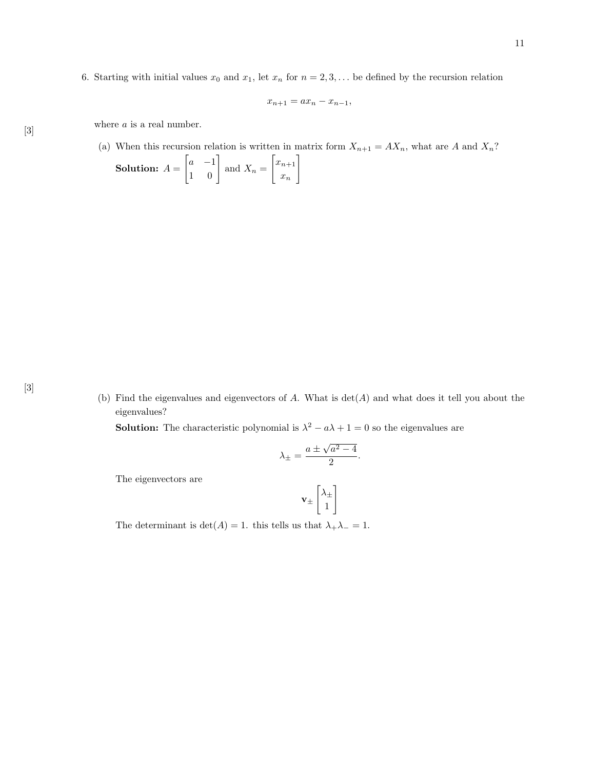6. Starting with initial values $x_0$ and $x_1$, let $x_n$ for $n = 2, 3, \ldots$ be defined by the recursion relation

$$x_{n+1} = ax_n - x_{n-1},$$

where $a$ is a real number.

[3] (a) When this recursion relation is written in matrix form $X_{n+1} = AX_n$, what are $A$ and $X_n$?

**Solution:** $A = \begin{bmatrix} a & -1 \\ 1 & 0 \end{bmatrix}$ and $X_n = \begin{bmatrix} x_{n+1} \\ x_n \end{bmatrix}$

[3] (b) Find the eigenvalues and eigenvectors of $A$. What is $\det(A)$ and what does it tell you about the eigenvalues?

**Solution:** The characteristic polynomial is $\lambda^2 - a\lambda + 1 = 0$ so the eigenvalues are

$$\lambda_{\pm} = \frac{a \pm \sqrt{a^2 - 4}}{2}.$$

The eigenvectors are

$$\mathbf{v}_{\pm} \begin{bmatrix} \lambda_{\pm} \\ 1 \end{bmatrix}$$

The determinant is $\det(A) = 1$. this tells us that $\lambda_+ \lambda_- = 1$.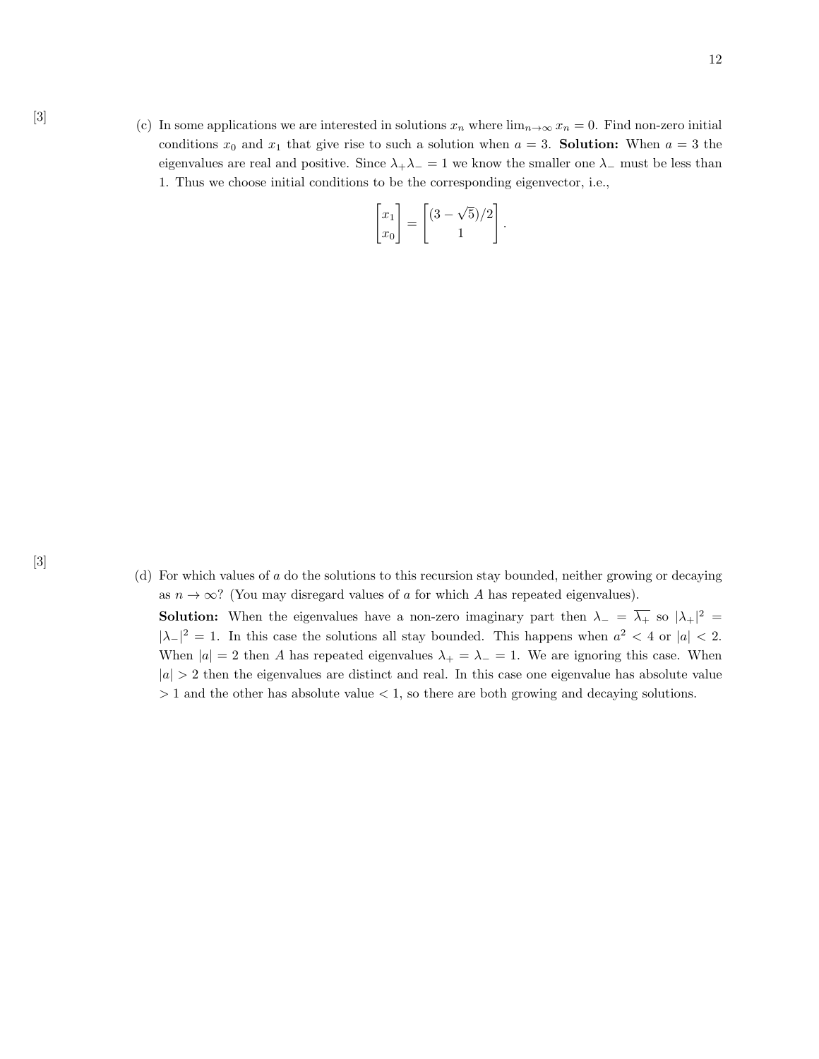[3]

(c) In some applications we are interested in solutions $x_n$ where $\lim_{n\to\infty} x_n = 0$. Find non-zero initial conditions $x_0$ and $x_1$ that give rise to such a solution when $a = 3$. **Solution:** When $a = 3$ the eigenvalues are real and positive. Since $\lambda_+\lambda_- = 1$ we know the smaller one $\lambda_-$ must be less than 1. Thus we choose initial conditions to be the corresponding eigenvector, i.e.,

$$\begin{bmatrix} x_1 \\ x_0 \end{bmatrix} = \begin{bmatrix} (3-\sqrt{5})/2 \\ 1 \end{bmatrix}.$$

[3]

(d) For which values of $a$ do the solutions to this recursion stay bounded, neither growing or decaying as $n \to \infty$? (You may disregard values of $a$ for which $A$ has repeated eigenvalues).

**Solution:** When the eigenvalues have a non-zero imaginary part then $\lambda_- = \overline{\lambda_+}$ so $|\lambda_+|^2 = |\lambda_-|^2 = 1$. In this case the solutions all stay bounded. This happens when $a^2 < 4$ or $|a| < 2$. When $|a| = 2$ then $A$ has repeated eigenvalues $\lambda_+ = \lambda_- = 1$. We are ignoring this case. When $|a| > 2$ then the eigenvalues are distinct and real. In this case one eigenvalue has absolute value $> 1$ and the other has absolute value $< 1$, so there are both growing and decaying solutions.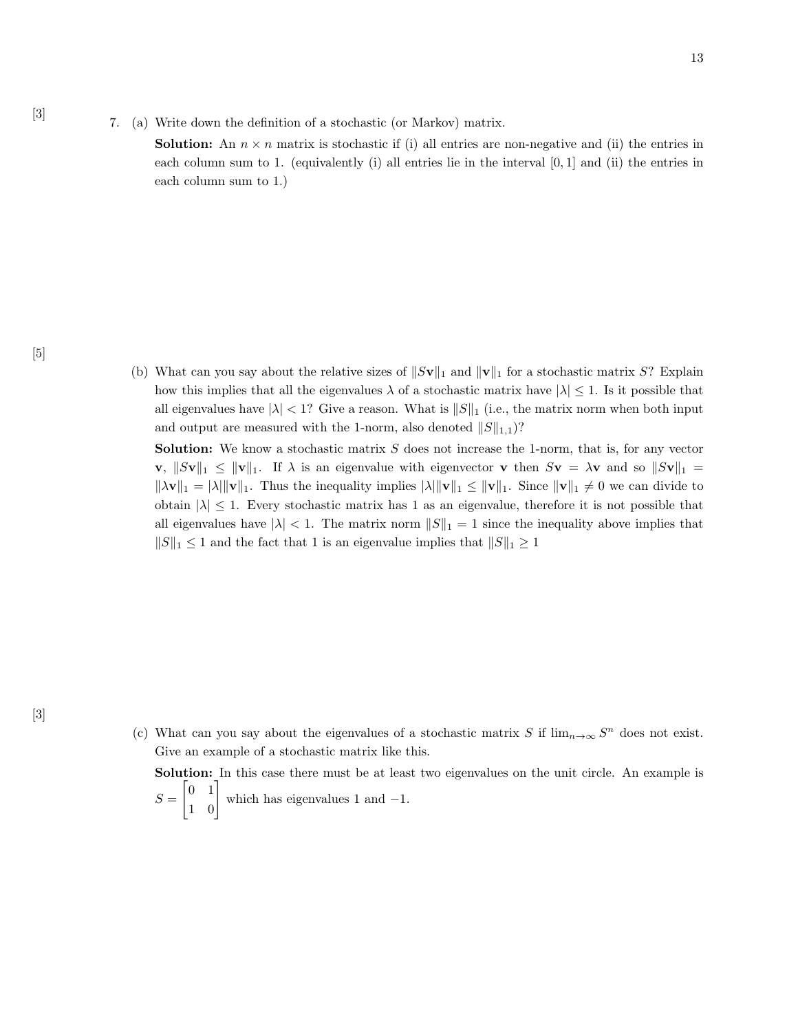[3]

7. (a) Write down the definition of a stochastic (or Markov) matrix.

**Solution:** An $n \times n$ matrix is stochastic if (i) all entries are non-negative and (ii) the entries in each column sum to 1. (equivalently (i) all entries lie in the interval $[0, 1]$ and (ii) the entries in each column sum to 1.)

[5]

(b) What can you say about the relative sizes of $\|S\mathbf{v}\|_1$ and $\|\mathbf{v}\|_1$ for a stochastic matrix $S$? Explain how this implies that all the eigenvalues $\lambda$ of a stochastic matrix have $|\lambda| \le 1$. Is it possible that all eigenvalues have $|\lambda| < 1$? Give a reason. What is $\|S\|_1$ (i.e., the matrix norm when both input and output are measured with the 1-norm, also denoted $\|S\|_{1,1}$)?

**Solution:** We know a stochastic matrix $S$ does not increase the 1-norm, that is, for any vector $\mathbf{v}$, $\|S\mathbf{v}\|_1 \le \|\mathbf{v}\|_1$. If $\lambda$ is an eigenvalue with eigenvector $\mathbf{v}$ then $S\mathbf{v} = \lambda\mathbf{v}$ and so $\|S\mathbf{v}\|_1 = \|\lambda\mathbf{v}\|_1 = |\lambda|\|\mathbf{v}\|_1$. Thus the inequality implies $|\lambda|\|\mathbf{v}\|_1 \le \|\mathbf{v}\|_1$. Since $\|\mathbf{v}\|_1 \ne 0$ we can divide to obtain $|\lambda| \le 1$. Every stochastic matrix has 1 as an eigenvalue, therefore it is not possible that all eigenvalues have $|\lambda| < 1$. The matrix norm $\|S\|_1 = 1$ since the inequality above implies that $\|S\|_1 \le 1$ and the fact that 1 is an eigenvalue implies that $\|S\|_1 \ge 1$

[3]

(c) What can you say about the eigenvalues of a stochastic matrix $S$ if $\lim_{n\to\infty} S^n$ does not exist. Give an example of a stochastic matrix like this.

**Solution:** In this case there must be at least two eigenvalues on the unit circle. An example is $S = \begin{bmatrix} 0 & 1 \\ 1 & 0 \end{bmatrix}$ which has eigenvalues 1 and $-1$.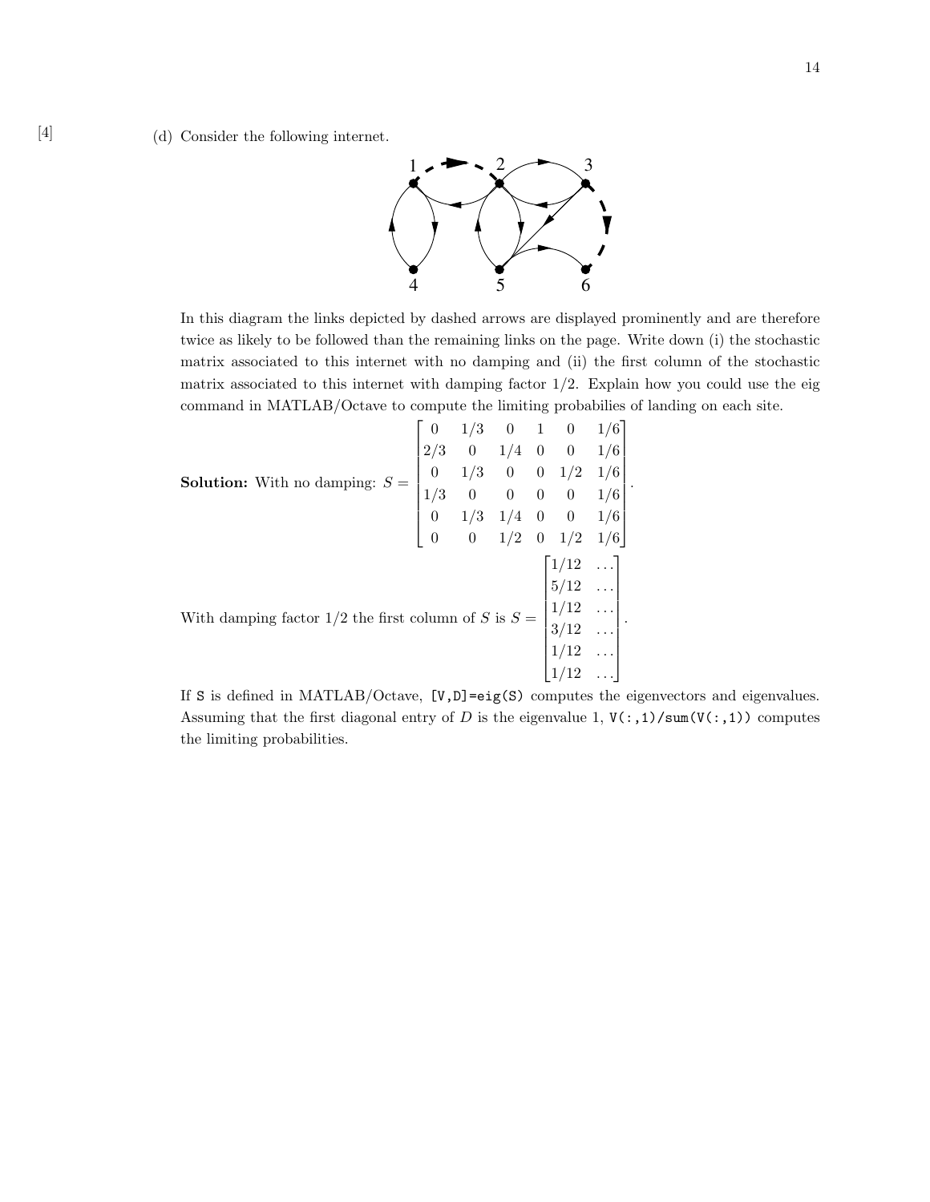[4] (d) Consider the following internet.

In this diagram the links depicted by dashed arrows are displayed prominently and are therefore twice as likely to be followed than the remaining links on the page. Write down (i) the stochastic matrix associated to this internet with no damping and (ii) the first column of the stochastic matrix associated to this internet with damping factor 1/2. Explain how you could use the eig command in MATLAB/Octave to compute the limiting probabilies of landing on each site.

**Solution:** With no damping: 
$$S = \begin{bmatrix} 0 & 1/3 & 0 & 1 & 0 & 1/6 \\ 2/3 & 0 & 1/4 & 0 & 0 & 1/6 \\ 0 & 1/3 & 0 & 0 & 1/2 & 1/6 \\ 1/3 & 0 & 0 & 0 & 0 & 1/6 \\ 0 & 1/3 & 1/4 & 0 & 0 & 1/6 \\ 0 & 0 & 1/2 & 0 & 1/2 & 1/6 \end{bmatrix}.$$

With damping factor 1/2 the first column of $S$ is 
$$S = \begin{bmatrix} 1/12 & \ldots \\ 5/12 & \ldots \\ 1/12 & \ldots \\ 3/12 & \ldots \\ 1/12 & \ldots \\ 1/12 & \ldots \end{bmatrix}.$$

If `S` is defined in MATLAB/Octave, `[V,D]=eig(S)` computes the eigenvectors and eigenvalues. Assuming that the first diagonal entry of $D$ is the eigenvalue 1, `V(:,1)/sum(V(:,1))` computes the limiting probabilities.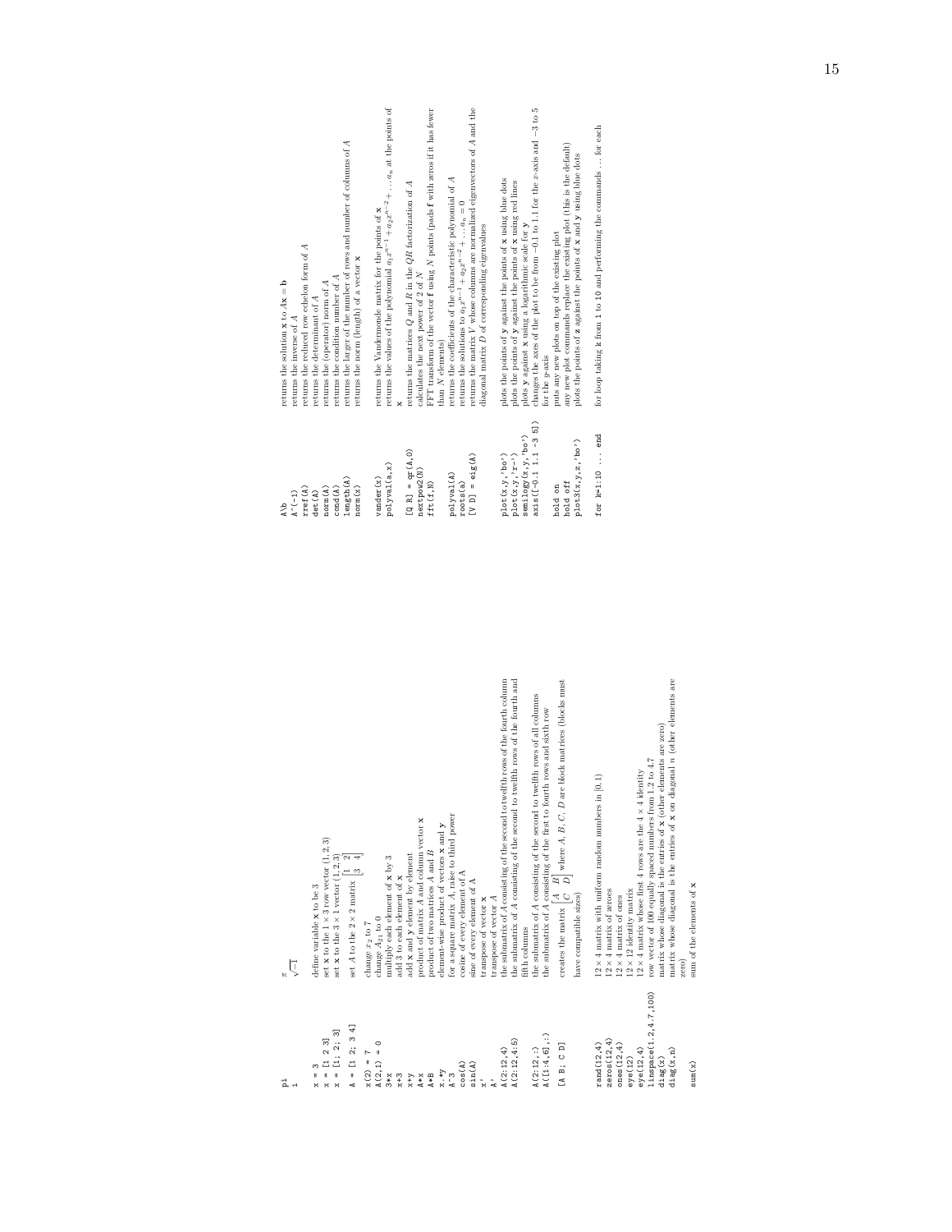| | |
|---|---|
| `pi` | $\pi$ |
| `i` | $\sqrt{-1}$ |
| `x = 3` | define variable x to be 3 |
| `x = [1 2 3]` | set x to the $1 \times 3$ row vector $(1, 2, 3)$ |
| `x = [1; 2; 3]` | set x to the $3 \times 1$ vector $(1, 2, 3)$ |
| `A = [1 2; 3 4]` | set $A$ to the $2 \times 2$ matrix $\begin{bmatrix} 1 & 2 \\ 3 & 4 \end{bmatrix}$ |
| `x(2) = 7` | change $x_2$ to 7 |
| `A(2,1) = 0` | change $A_{21}$ to 0 |
| `3*x` | multiply each element of x by 3 |
| `x+3` | add 3 to each element of x |
| `x+y` | add x and y element by element |
| `A*x` | product of matrix $A$ and column vector x |
| `A*B` | product of two matrices $A$ and $B$ |
| `x.*y` | element-wise product of vectors x and y |
| `A^3` | for a square matrix $A$, raise to third power |
| `cos(A)` | cosine of every element of $A$ |
| `sin(A)` | sine of every element of $A$ |
| `x'` | transpose of vector x |
| `A'` | transpose of vector $A$ |
| `A(2:12,4)` | the submatrix of $A$ consisting of the second to twelfth rows of the fourth column |
| `A(2:12,4:5)` | the submatrix of $A$ consisting of the second to twelfth rows of the fourth and fifth columns |
| `A(2:12,:)` | the submatrix of $A$ consisting of the second to twelfth rows of all columns |
| `A([1:4,6],:)` | the submatrix of $A$ consisting of the first to fourth rows and sixth row |
| `[A B; C D]` | creates the matrix $\begin{bmatrix} A & B \\ C & D \end{bmatrix}$ where $A$, $B$, $C$, $D$ are block matrices (blocks must have compatible sizes) |
| `rand(12,4)` | $12 \times 4$ matrix with uniform random numbers in $[0, 1)$ |
| `zeros(12,4)` | $12 \times 4$ matrix of zeroes |
| `ones(12,4)` | $12 \times 4$ matrix of ones |
| `eye(12)` | $12 \times 12$ identity matrix |
| `eye(12,4)` | $12 \times 4$ matrix whose first 4 rows are the $4 \times 4$ identity |
| `linspace(1.2,4.7,100)` | row vector of 100 equally spaced numbers from 1.2 to 4.7 |
| `diag(x)` | matrix whose diagonal is the entries of x (other elements are zero) |
| `diag(x,n)` | matrix whose diagonal is the entries of x on diagonal $n$ (other elements are zero) |
| `sum(x)` | sum of the elements of x |
| `A\b` | returns the solution x to $A\mathbf{x} = \mathbf{b}$ |
| `A^(-1)` | returns the inverse of $A$ |
| `rref(A)` | returns the reduced row echelon form of $A$ |
| `det(A)` | returns the determinant of $A$ |
| `norm(A)` | returns the (operator) norm of $A$ |
| `cond(A)` | returns the condition number of $A$ |
| `length(A)` | returns the larger of the number of rows and number of columns of $A$ |
| `norm(x)` | returns the norm (length) of a vector x |
| `vander(x)` | returns the Vandermonde matrix for the points of x |
| `polyval(a,x)` | returns the values of the polynomial $a_1x^{n-1} + a_2x^{n-2} + \ldots a_n$ at the points of x |
| `[Q R] = qr(A,0)` | returns the matrices $Q$ and $R$ in the $QR$ factorization of $A$ |
| `nextpow2(N)` | calculates the next power of 2 of $N$ |
| `fft(f,N)` | FFT transform of the vector f using $N$ points (pads f with zeros if it has fewer than $N$ elements) |
| `polyval(A)` | returns the coefficients of the characteristic polynomial of $A$ |
| `roots(a)` | returns the solutions to $a_1x^{n-1} + a_2x^{n-2} + \ldots a_n = 0$ |
| `[V D] = eig(A)` | returns the matrix $V$ whose columns are normalized eigenvectors of $A$ and the diagonal matrix $D$ of corresponding eigenvalues |
| `plot(x,y,'bo')` | plots the points of y against the points of x using blue dots |
| `plot(x,y,'r-')` | plots the points of y against the points of x using red lines |
| `semilogy(x,y,'bo')` | plots y against x using a logarithmic scale for y |
| `axis([-0.1 1.1 -3 5])` | changes the axes of the plot to be from $-0.1$ to 1.1 for the $x$-axis and $-3$ to 5 for the $y$-axis |
| `hold on` | puts any new plots on top of the existing plot |
| `hold off` | any new plot commands replace the existing plot (this is the default) |
| `plot3(x,y,z,'bo')` | plots the points of z against the points of x and y using blue dots |
| `for k=1:10 ... end` | for loop taking k from 1 to 10 and performing the commands ... for each |